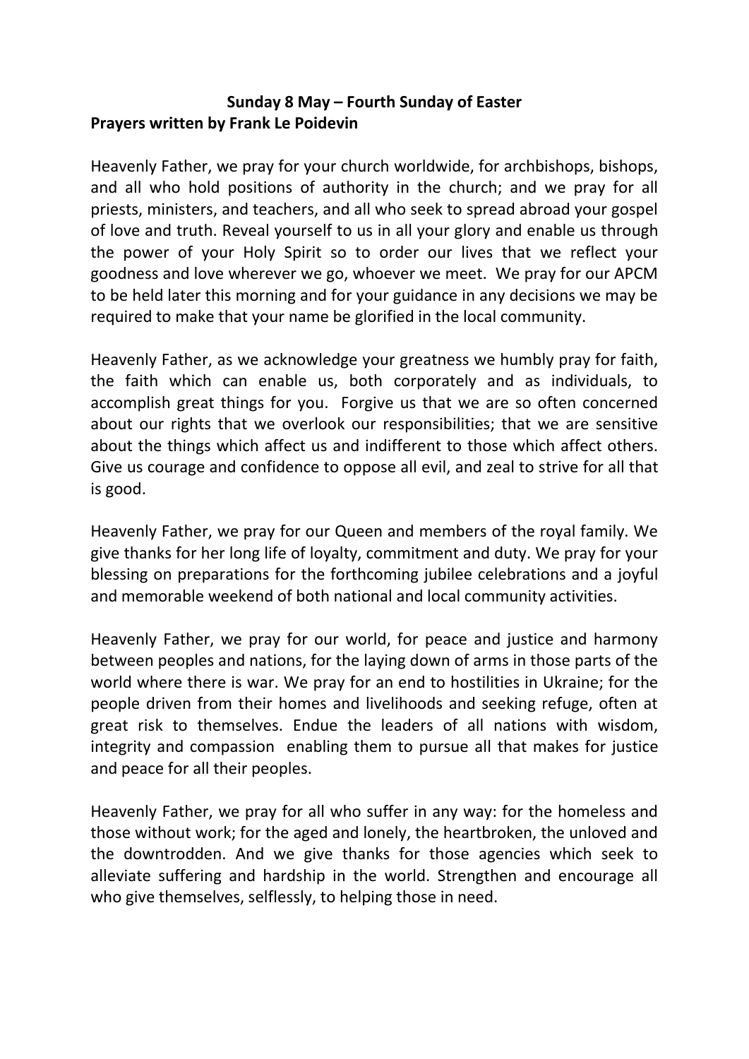**Sunday 8 May – Fourth Sunday of Easter**

**Prayers written by Frank Le Poidevin**

Heavenly Father, we pray for your church worldwide, for archbishops, bishops, and all who hold positions of authority in the church; and we pray for all priests, ministers, and teachers, and all who seek to spread abroad your gospel of love and truth. Reveal yourself to us in all your glory and enable us through the power of your Holy Spirit so to order our lives that we reflect your goodness and love wherever we go, whoever we meet. We pray for our APCM to be held later this morning and for your guidance in any decisions we may be required to make that your name be glorified in the local community.

Heavenly Father, as we acknowledge your greatness we humbly pray for faith, the faith which can enable us, both corporately and as individuals, to accomplish great things for you. Forgive us that we are so often concerned about our rights that we overlook our responsibilities; that we are sensitive about the things which affect us and indifferent to those which affect others. Give us courage and confidence to oppose all evil, and zeal to strive for all that is good.

Heavenly Father, we pray for our Queen and members of the royal family. We give thanks for her long life of loyalty, commitment and duty. We pray for your blessing on preparations for the forthcoming jubilee celebrations and a joyful and memorable weekend of both national and local community activities.

Heavenly Father, we pray for our world, for peace and justice and harmony between peoples and nations, for the laying down of arms in those parts of the world where there is war. We pray for an end to hostilities in Ukraine; for the people driven from their homes and livelihoods and seeking refuge, often at great risk to themselves. Endue the leaders of all nations with wisdom, integrity and compassion enabling them to pursue all that makes for justice and peace for all their peoples.

Heavenly Father, we pray for all who suffer in any way: for the homeless and those without work; for the aged and lonely, the heartbroken, the unloved and the downtrodden. And we give thanks for those agencies which seek to alleviate suffering and hardship in the world. Strengthen and encourage all who give themselves, selflessly, to helping those in need.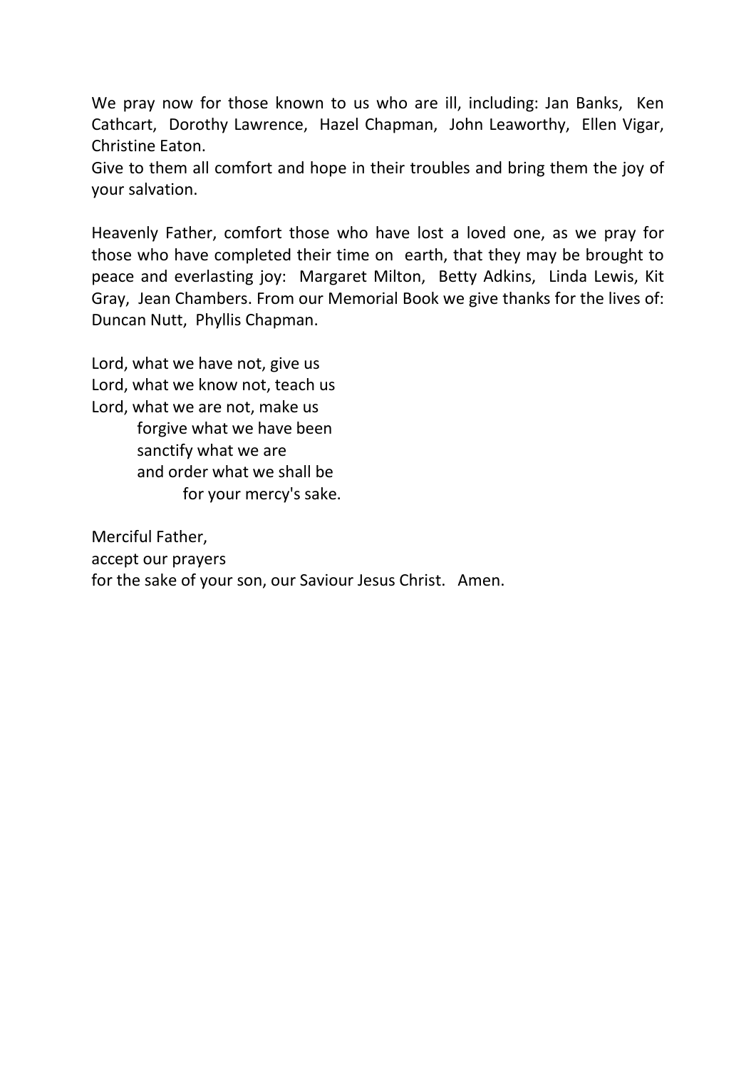We pray now for those known to us who are ill, including: Jan Banks, Ken Cathcart, Dorothy Lawrence, Hazel Chapman, John Leaworthy, Ellen Vigar, Christine Eaton.
Give to them all comfort and hope in their troubles and bring them the joy of your salvation.

Heavenly Father, comfort those who have lost a loved one, as we pray for those who have completed their time on earth, that they may be brought to peace and everlasting joy: Margaret Milton, Betty Adkins, Linda Lewis, Kit Gray, Jean Chambers. From our Memorial Book we give thanks for the lives of: Duncan Nutt, Phyllis Chapman.

Lord, what we have not, give us
Lord, what we know not, teach us
Lord, what we are not, make us
forgive what we have been
sanctify what we are
and order what we shall be
for your mercy's sake.

Merciful Father,
accept our prayers
for the sake of your son, our Saviour Jesus Christ. Amen.